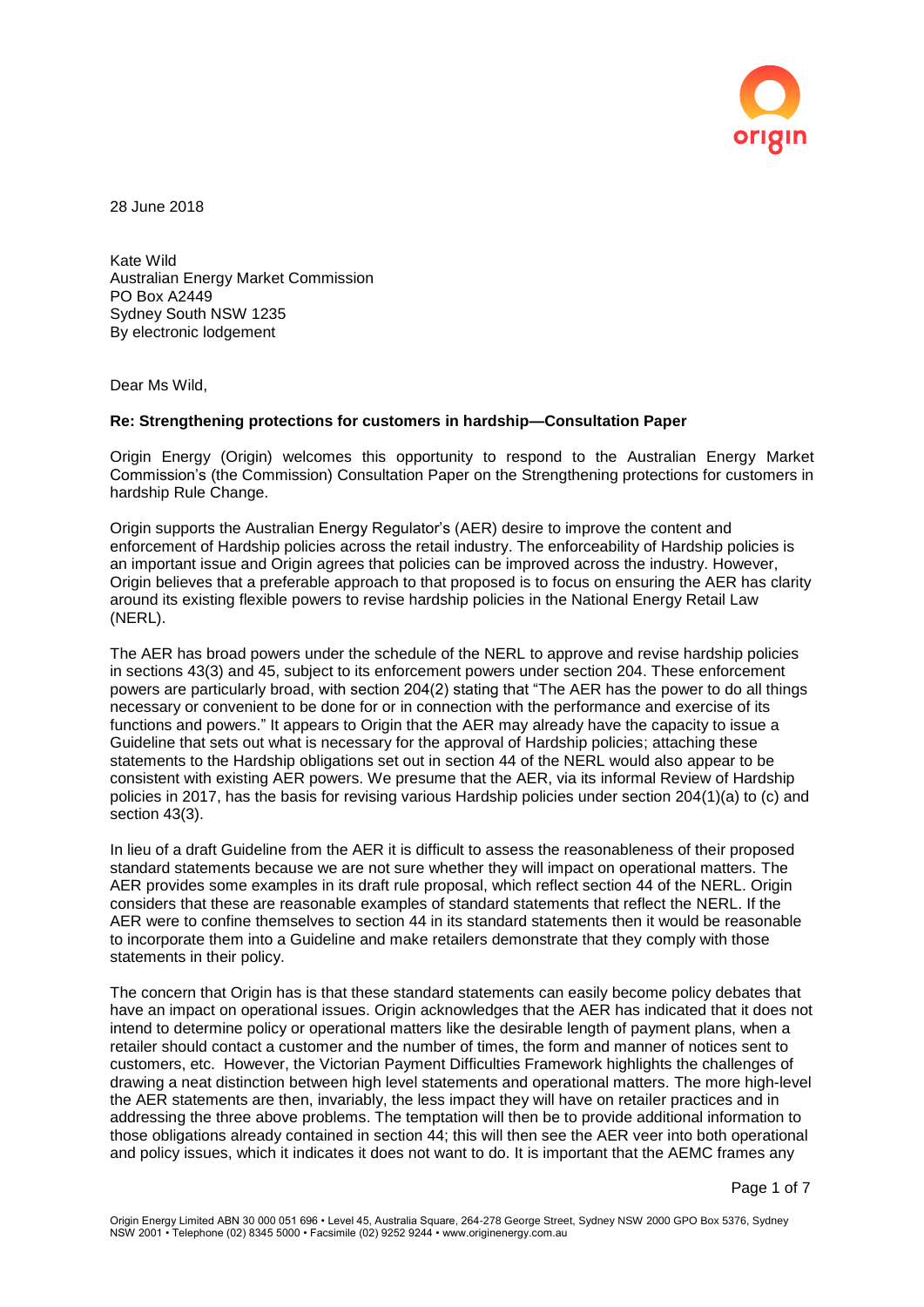28 June 2018

Kate Wild
Australian Energy Market Commission
PO Box A2449
Sydney South NSW 1235
By electronic lodgement

Dear Ms Wild,

**Re: Strengthening protections for customers in hardship—Consultation Paper**

Origin Energy (Origin) welcomes this opportunity to respond to the Australian Energy Market Commission's (the Commission) Consultation Paper on the Strengthening protections for customers in hardship Rule Change.

Origin supports the Australian Energy Regulator's (AER) desire to improve the content and enforcement of Hardship policies across the retail industry. The enforceability of Hardship policies is an important issue and Origin agrees that policies can be improved across the industry. However, Origin believes that a preferable approach to that proposed is to focus on ensuring the AER has clarity around its existing flexible powers to revise hardship policies in the National Energy Retail Law (NERL).

The AER has broad powers under the schedule of the NERL to approve and revise hardship policies in sections 43(3) and 45, subject to its enforcement powers under section 204. These enforcement powers are particularly broad, with section 204(2) stating that "The AER has the power to do all things necessary or convenient to be done for or in connection with the performance and exercise of its functions and powers." It appears to Origin that the AER may already have the capacity to issue a Guideline that sets out what is necessary for the approval of Hardship policies; attaching these statements to the Hardship obligations set out in section 44 of the NERL would also appear to be consistent with existing AER powers. We presume that the AER, via its informal Review of Hardship policies in 2017, has the basis for revising various Hardship policies under section 204(1)(a) to (c) and section 43(3).

In lieu of a draft Guideline from the AER it is difficult to assess the reasonableness of their proposed standard statements because we are not sure whether they will impact on operational matters. The AER provides some examples in its draft rule proposal, which reflect section 44 of the NERL. Origin considers that these are reasonable examples of standard statements that reflect the NERL. If the AER were to confine themselves to section 44 in its standard statements then it would be reasonable to incorporate them into a Guideline and make retailers demonstrate that they comply with those statements in their policy.

The concern that Origin has is that these standard statements can easily become policy debates that have an impact on operational issues. Origin acknowledges that the AER has indicated that it does not intend to determine policy or operational matters like the desirable length of payment plans, when a retailer should contact a customer and the number of times, the form and manner of notices sent to customers, etc. However, the Victorian Payment Difficulties Framework highlights the challenges of drawing a neat distinction between high level statements and operational matters. The more high-level the AER statements are then, invariably, the less impact they will have on retailer practices and in addressing the three above problems. The temptation will then be to provide additional information to those obligations already contained in section 44; this will then see the AER veer into both operational and policy issues, which it indicates it does not want to do. It is important that the AEMC frames any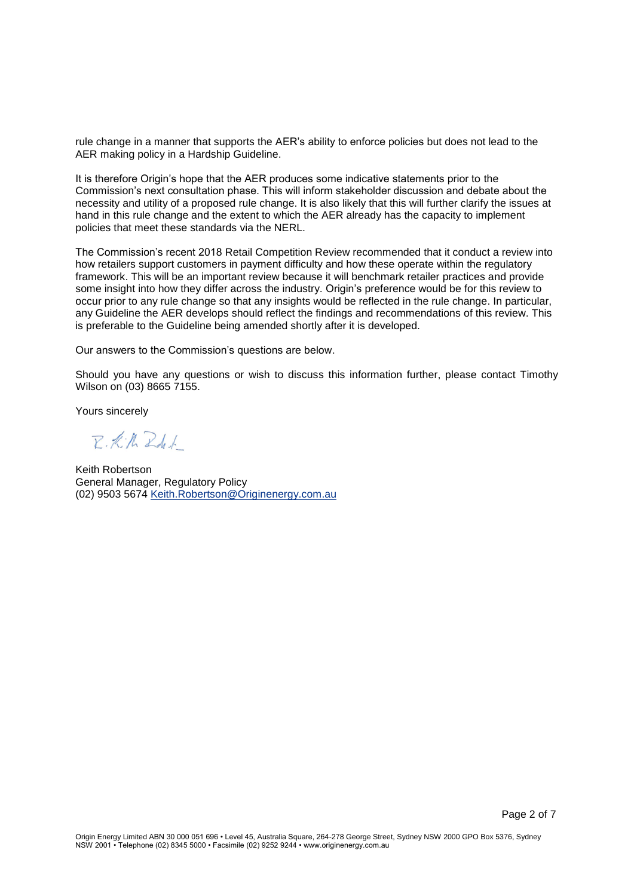rule change in a manner that supports the AER's ability to enforce policies but does not lead to the AER making policy in a Hardship Guideline.

It is therefore Origin's hope that the AER produces some indicative statements prior to the Commission's next consultation phase. This will inform stakeholder discussion and debate about the necessity and utility of a proposed rule change. It is also likely that this will further clarify the issues at hand in this rule change and the extent to which the AER already has the capacity to implement policies that meet these standards via the NERL.

The Commission's recent 2018 Retail Competition Review recommended that it conduct a review into how retailers support customers in payment difficulty and how these operate within the regulatory framework. This will be an important review because it will benchmark retailer practices and provide some insight into how they differ across the industry. Origin's preference would be for this review to occur prior to any rule change so that any insights would be reflected in the rule change. In particular, any Guideline the AER develops should reflect the findings and recommendations of this review. This is preferable to the Guideline being amended shortly after it is developed.

Our answers to the Commission's questions are below.

Should you have any questions or wish to discuss this information further, please contact Timothy Wilson on (03) 8665 7155.

Yours sincerely

Keith Robertson
General Manager, Regulatory Policy
(02) 9503 5674 Keith.Robertson@Originenergy.com.au

Origin Energy Limited ABN 30 000 051 696 • Level 45, Australia Square, 264-278 George Street, Sydney NSW 2000 GPO Box 5376, Sydney NSW 2001 • Telephone (02) 8345 5000 • Facsimile (02) 9252 9244 • www.originenergy.com.au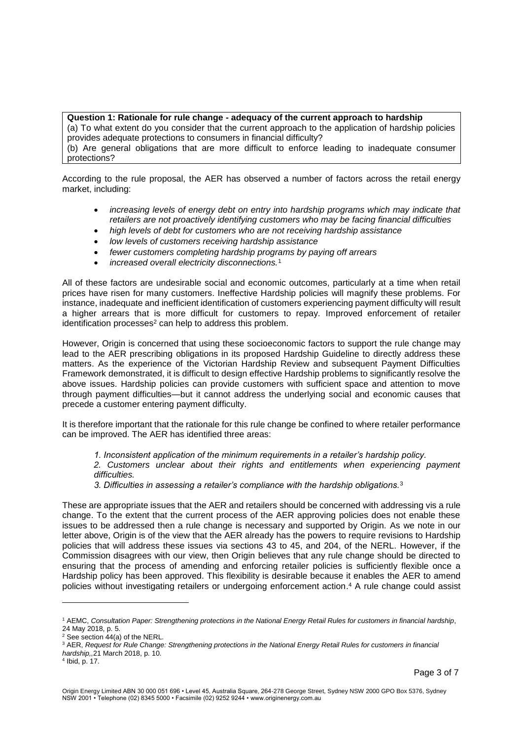**Question 1: Rationale for rule change - adequacy of the current approach to hardship**
(a) To what extent do you consider that the current approach to the application of hardship policies provides adequate protections to consumers in financial difficulty?
(b) Are general obligations that are more difficult to enforce leading to inadequate consumer protections?

According to the rule proposal, the AER has observed a number of factors across the retail energy market, including:

- *increasing levels of energy debt on entry into hardship programs which may indicate that retailers are not proactively identifying customers who may be facing financial difficulties*
- *high levels of debt for customers who are not receiving hardship assistance*
- *low levels of customers receiving hardship assistance*
- *fewer customers completing hardship programs by paying off arrears*
- *increased overall electricity disconnections.*[1]

All of these factors are undesirable social and economic outcomes, particularly at a time when retail prices have risen for many customers. Ineffective Hardship policies will magnify these problems. For instance, inadequate and inefficient identification of customers experiencing payment difficulty will result a higher arrears that is more difficult for customers to repay. Improved enforcement of retailer identification processes[2] can help to address this problem.

However, Origin is concerned that using these socioeconomic factors to support the rule change may lead to the AER prescribing obligations in its proposed Hardship Guideline to directly address these matters. As the experience of the Victorian Hardship Review and subsequent Payment Difficulties Framework demonstrated, it is difficult to design effective Hardship problems to significantly resolve the above issues. Hardship policies can provide customers with sufficient space and attention to move through payment difficulties—but it cannot address the underlying social and economic causes that precede a customer entering payment difficulty.

It is therefore important that the rationale for this rule change be confined to where retailer performance can be improved. The AER has identified three areas:

*1. Inconsistent application of the minimum requirements in a retailer's hardship policy.*
*2. Customers unclear about their rights and entitlements when experiencing payment difficulties.*
*3. Difficulties in assessing a retailer's compliance with the hardship obligations.*[3]

These are appropriate issues that the AER and retailers should be concerned with addressing vis a rule change. To the extent that the current process of the AER approving policies does not enable these issues to be addressed then a rule change is necessary and supported by Origin. As we note in our letter above, Origin is of the view that the AER already has the powers to require revisions to Hardship policies that will address these issues via sections 43 to 45, and 204, of the NERL. However, if the Commission disagrees with our view, then Origin believes that any rule change should be directed to ensuring that the process of amending and enforcing retailer policies is sufficiently flexible once a Hardship policy has been approved. This flexibility is desirable because it enables the AER to amend policies without investigating retailers or undergoing enforcement action.[4] A rule change could assist

---

[1] AEMC, *Consultation Paper: Strengthening protections in the National Energy Retail Rules for customers in financial hardship*, 24 May 2018, p. 5.
[2] See section 44(a) of the NERL.
[3] AER, *Request for Rule Change: Strengthening protections in the National Energy Retail Rules for customers in financial hardship*,,21 March 2018, p. 10.
[4] Ibid, p. 17.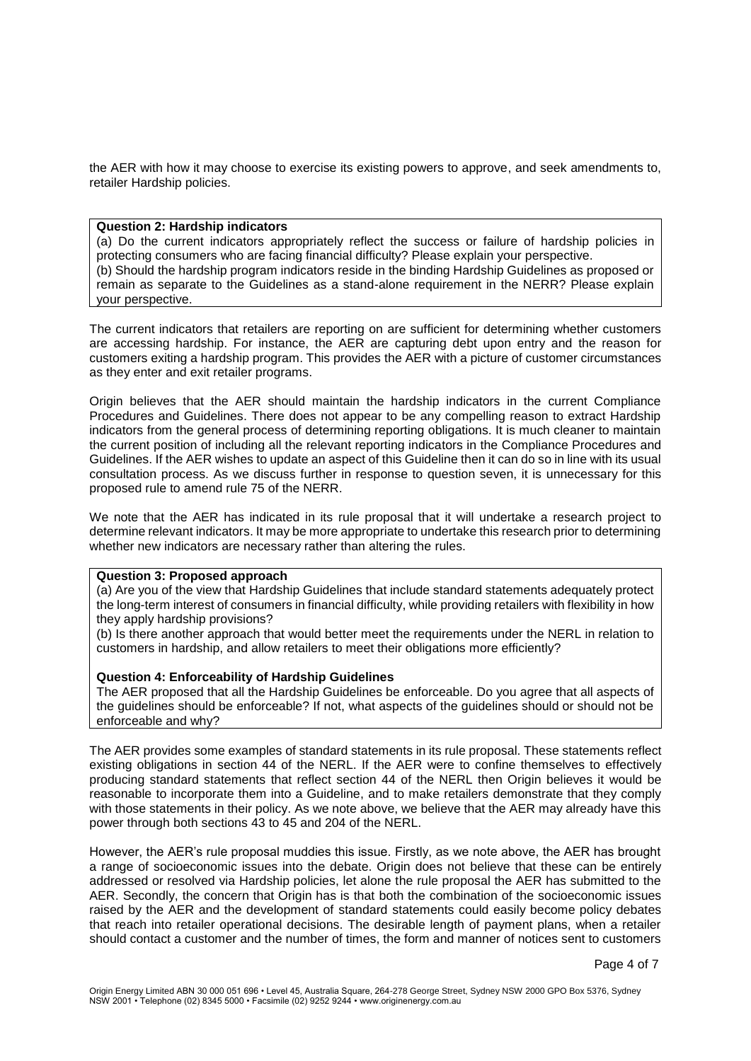the AER with how it may choose to exercise its existing powers to approve, and seek amendments to, retailer Hardship policies.

> **Question 2: Hardship indicators**
> (a) Do the current indicators appropriately reflect the success or failure of hardship policies in protecting consumers who are facing financial difficulty? Please explain your perspective.
> (b) Should the hardship program indicators reside in the binding Hardship Guidelines as proposed or remain as separate to the Guidelines as a stand-alone requirement in the NERR? Please explain your perspective.

The current indicators that retailers are reporting on are sufficient for determining whether customers are accessing hardship. For instance, the AER are capturing debt upon entry and the reason for customers exiting a hardship program. This provides the AER with a picture of customer circumstances as they enter and exit retailer programs.

Origin believes that the AER should maintain the hardship indicators in the current Compliance Procedures and Guidelines. There does not appear to be any compelling reason to extract Hardship indicators from the general process of determining reporting obligations. It is much cleaner to maintain the current position of including all the relevant reporting indicators in the Compliance Procedures and Guidelines. If the AER wishes to update an aspect of this Guideline then it can do so in line with its usual consultation process. As we discuss further in response to question seven, it is unnecessary for this proposed rule to amend rule 75 of the NERR.

We note that the AER has indicated in its rule proposal that it will undertake a research project to determine relevant indicators. It may be more appropriate to undertake this research prior to determining whether new indicators are necessary rather than altering the rules.

> **Question 3: Proposed approach**
> (a) Are you of the view that Hardship Guidelines that include standard statements adequately protect the long-term interest of consumers in financial difficulty, while providing retailers with flexibility in how they apply hardship provisions?
> (b) Is there another approach that would better meet the requirements under the NERL in relation to customers in hardship, and allow retailers to meet their obligations more efficiently?
>
> **Question 4: Enforceability of Hardship Guidelines**
> The AER proposed that all the Hardship Guidelines be enforceable. Do you agree that all aspects of the guidelines should be enforceable? If not, what aspects of the guidelines should or should not be enforceable and why?

The AER provides some examples of standard statements in its rule proposal. These statements reflect existing obligations in section 44 of the NERL. If the AER were to confine themselves to effectively producing standard statements that reflect section 44 of the NERL then Origin believes it would be reasonable to incorporate them into a Guideline, and to make retailers demonstrate that they comply with those statements in their policy. As we note above, we believe that the AER may already have this power through both sections 43 to 45 and 204 of the NERL.

However, the AER's rule proposal muddies this issue. Firstly, as we note above, the AER has brought a range of socioeconomic issues into the debate. Origin does not believe that these can be entirely addressed or resolved via Hardship policies, let alone the rule proposal the AER has submitted to the AER. Secondly, the concern that Origin has is that both the combination of the socioeconomic issues raised by the AER and the development of standard statements could easily become policy debates that reach into retailer operational decisions. The desirable length of payment plans, when a retailer should contact a customer and the number of times, the form and manner of notices sent to customers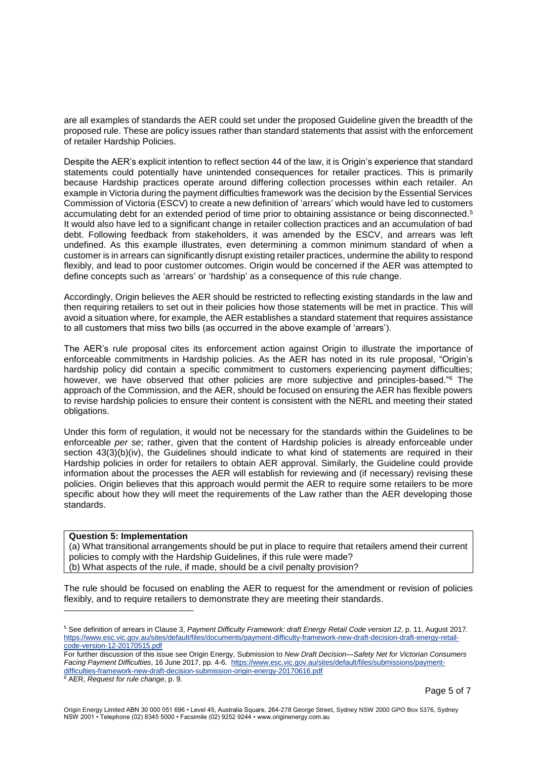are all examples of standards the AER could set under the proposed Guideline given the breadth of the proposed rule. These are policy issues rather than standard statements that assist with the enforcement of retailer Hardship Policies.

Despite the AER's explicit intention to reflect section 44 of the law, it is Origin's experience that standard statements could potentially have unintended consequences for retailer practices. This is primarily because Hardship practices operate around differing collection processes within each retailer. An example in Victoria during the payment difficulties framework was the decision by the Essential Services Commission of Victoria (ESCV) to create a new definition of 'arrears' which would have led to customers accumulating debt for an extended period of time prior to obtaining assistance or being disconnected.[5] It would also have led to a significant change in retailer collection practices and an accumulation of bad debt. Following feedback from stakeholders, it was amended by the ESCV, and arrears was left undefined. As this example illustrates, even determining a common minimum standard of when a customer is in arrears can significantly disrupt existing retailer practices, undermine the ability to respond flexibly, and lead to poor customer outcomes. Origin would be concerned if the AER was attempted to define concepts such as 'arrears' or 'hardship' as a consequence of this rule change.

Accordingly, Origin believes the AER should be restricted to reflecting existing standards in the law and then requiring retailers to set out in their policies how those statements will be met in practice. This will avoid a situation where, for example, the AER establishes a standard statement that requires assistance to all customers that miss two bills (as occurred in the above example of 'arrears').

The AER's rule proposal cites its enforcement action against Origin to illustrate the importance of enforceable commitments in Hardship policies. As the AER has noted in its rule proposal, "Origin's hardship policy did contain a specific commitment to customers experiencing payment difficulties; however, we have observed that other policies are more subjective and principles-based."[6] The approach of the Commission, and the AER, should be focused on ensuring the AER has flexible powers to revise hardship policies to ensure their content is consistent with the NERL and meeting their stated obligations.

Under this form of regulation, it would not be necessary for the standards within the Guidelines to be enforceable *per se*; rather, given that the content of Hardship policies is already enforceable under section 43(3)(b)(iv), the Guidelines should indicate to what kind of statements are required in their Hardship policies in order for retailers to obtain AER approval. Similarly, the Guideline could provide information about the processes the AER will establish for reviewing and (if necessary) revising these policies. Origin believes that this approach would permit the AER to require some retailers to be more specific about how they will meet the requirements of the Law rather than the AER developing those standards.

| **Question 5: Implementation**<br>(a) What transitional arrangements should be put in place to require that retailers amend their current policies to comply with the Hardship Guidelines, if this rule were made?<br>(b) What aspects of the rule, if made, should be a civil penalty provision? |
|---|

The rule should be focused on enabling the AER to request for the amendment or revision of policies flexibly, and to require retailers to demonstrate they are meeting their standards.

---

[5] See definition of arrears in Clause 3, *Payment Difficulty Framework: draft Energy Retail Code version 12*, p. 11, August 2017. https://www.esc.vic.gov.au/sites/default/files/documents/payment-difficulty-framework-new-draft-decision-draft-energy-retail-code-version-12-20170515.pdf
For further discussion of this issue see Origin Energy, Submission to *New Draft Decision—Safety Net for Victorian Consumers Facing Payment Difficulties*, 16 June 2017, pp. 4-6. https://www.esc.vic.gov.au/sites/default/files/submissions/payment-difficulties-framework-new-draft-decision-submission-origin-energy-20170616.pdf

[6] AER, *Request for rule change*, p. 9.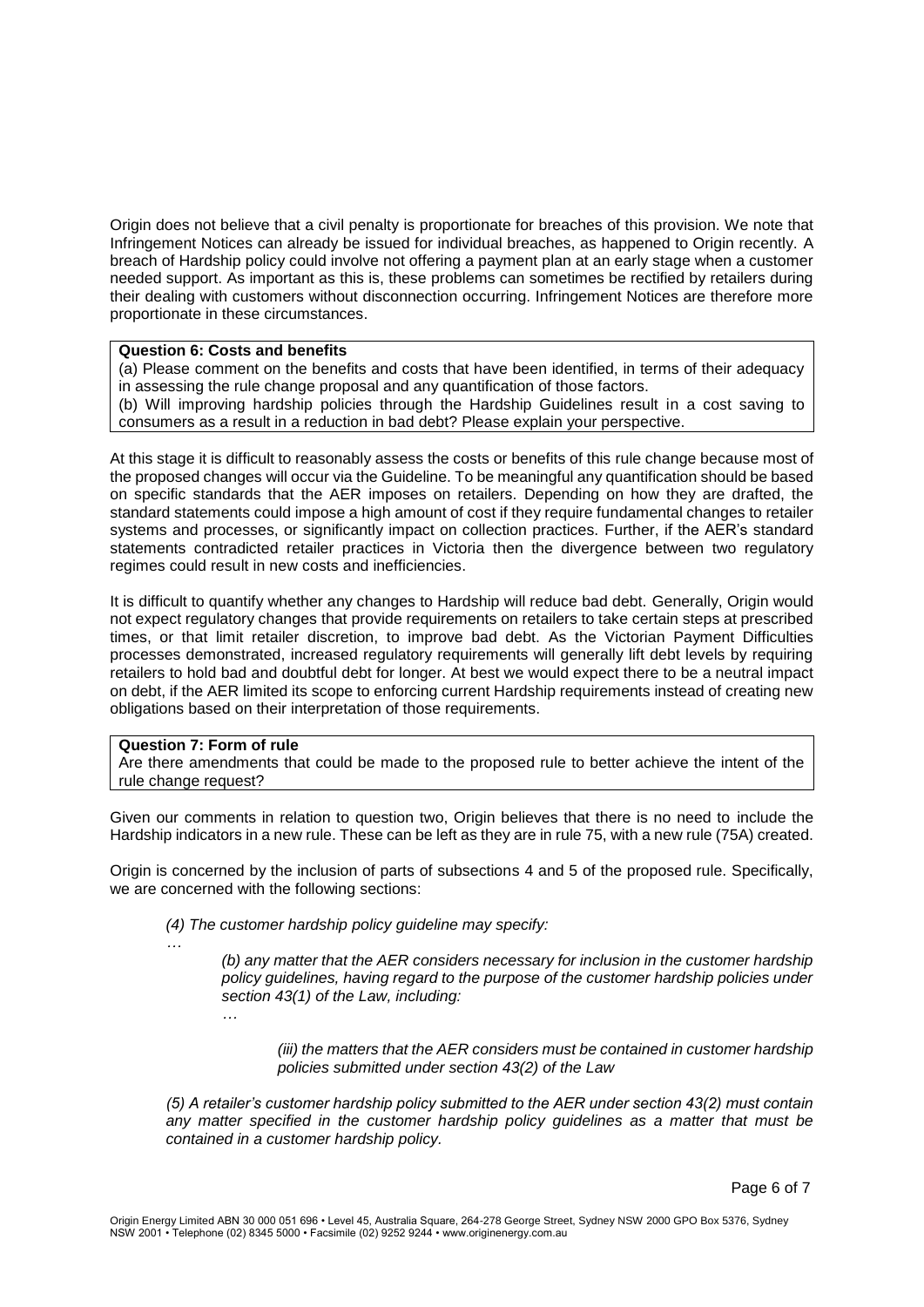Origin does not believe that a civil penalty is proportionate for breaches of this provision. We note that Infringement Notices can already be issued for individual breaches, as happened to Origin recently. A breach of Hardship policy could involve not offering a payment plan at an early stage when a customer needed support. As important as this is, these problems can sometimes be rectified by retailers during their dealing with customers without disconnection occurring. Infringement Notices are therefore more proportionate in these circumstances.

**Question 6: Costs and benefits**

(a) Please comment on the benefits and costs that have been identified, in terms of their adequacy in assessing the rule change proposal and any quantification of those factors.

(b) Will improving hardship policies through the Hardship Guidelines result in a cost saving to consumers as a result in a reduction in bad debt? Please explain your perspective.

At this stage it is difficult to reasonably assess the costs or benefits of this rule change because most of the proposed changes will occur via the Guideline. To be meaningful any quantification should be based on specific standards that the AER imposes on retailers. Depending on how they are drafted, the standard statements could impose a high amount of cost if they require fundamental changes to retailer systems and processes, or significantly impact on collection practices. Further, if the AER's standard statements contradicted retailer practices in Victoria then the divergence between two regulatory regimes could result in new costs and inefficiencies.

It is difficult to quantify whether any changes to Hardship will reduce bad debt. Generally, Origin would not expect regulatory changes that provide requirements on retailers to take certain steps at prescribed times, or that limit retailer discretion, to improve bad debt. As the Victorian Payment Difficulties processes demonstrated, increased regulatory requirements will generally lift debt levels by requiring retailers to hold bad and doubtful debt for longer. At best we would expect there to be a neutral impact on debt, if the AER limited its scope to enforcing current Hardship requirements instead of creating new obligations based on their interpretation of those requirements.

**Question 7: Form of rule**

Are there amendments that could be made to the proposed rule to better achieve the intent of the rule change request?

Given our comments in relation to question two, Origin believes that there is no need to include the Hardship indicators in a new rule. These can be left as they are in rule 75, with a new rule (75A) created.

Origin is concerned by the inclusion of parts of subsections 4 and 5 of the proposed rule. Specifically, we are concerned with the following sections:

> *(4) The customer hardship policy guideline may specify:*
>
> …
>
> > *(b) any matter that the AER considers necessary for inclusion in the customer hardship policy guidelines, having regard to the purpose of the customer hardship policies under section 43(1) of the Law, including:*
> >
> > …
> >
> > > *(iii) the matters that the AER considers must be contained in customer hardship policies submitted under section 43(2) of the Law*
>
> *(5) A retailer's customer hardship policy submitted to the AER under section 43(2) must contain any matter specified in the customer hardship policy guidelines as a matter that must be contained in a customer hardship policy.*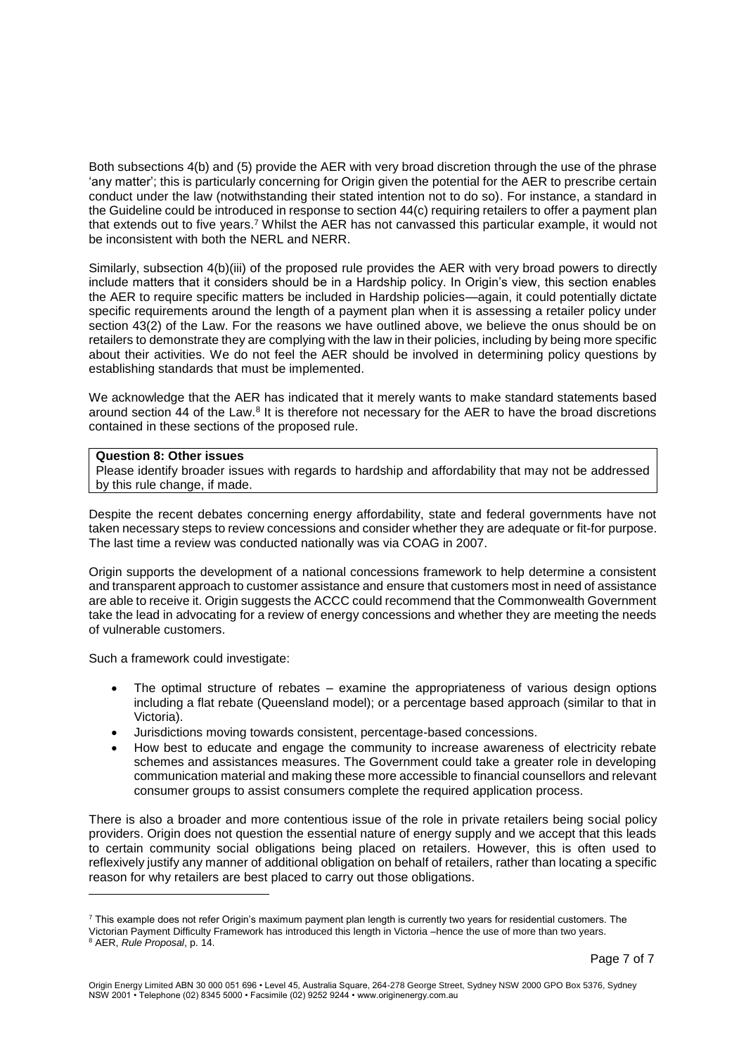Both subsections 4(b) and (5) provide the AER with very broad discretion through the use of the phrase 'any matter'; this is particularly concerning for Origin given the potential for the AER to prescribe certain conduct under the law (notwithstanding their stated intention not to do so). For instance, a standard in the Guideline could be introduced in response to section 44(c) requiring retailers to offer a payment plan that extends out to five years.[7] Whilst the AER has not canvassed this particular example, it would not be inconsistent with both the NERL and NERR.

Similarly, subsection 4(b)(iii) of the proposed rule provides the AER with very broad powers to directly include matters that it considers should be in a Hardship policy. In Origin's view, this section enables the AER to require specific matters be included in Hardship policies—again, it could potentially dictate specific requirements around the length of a payment plan when it is assessing a retailer policy under section 43(2) of the Law. For the reasons we have outlined above, we believe the onus should be on retailers to demonstrate they are complying with the law in their policies, including by being more specific about their activities. We do not feel the AER should be involved in determining policy questions by establishing standards that must be implemented.

We acknowledge that the AER has indicated that it merely wants to make standard statements based around section 44 of the Law.[8] It is therefore not necessary for the AER to have the broad discretions contained in these sections of the proposed rule.

**Question 8: Other issues**

Please identify broader issues with regards to hardship and affordability that may not be addressed by this rule change, if made.

Despite the recent debates concerning energy affordability, state and federal governments have not taken necessary steps to review concessions and consider whether they are adequate or fit-for purpose. The last time a review was conducted nationally was via COAG in 2007.

Origin supports the development of a national concessions framework to help determine a consistent and transparent approach to customer assistance and ensure that customers most in need of assistance are able to receive it. Origin suggests the ACCC could recommend that the Commonwealth Government take the lead in advocating for a review of energy concessions and whether they are meeting the needs of vulnerable customers.

Such a framework could investigate:

- The optimal structure of rebates – examine the appropriateness of various design options including a flat rebate (Queensland model); or a percentage based approach (similar to that in Victoria).
- Jurisdictions moving towards consistent, percentage-based concessions.
- How best to educate and engage the community to increase awareness of electricity rebate schemes and assistances measures. The Government could take a greater role in developing communication material and making these more accessible to financial counsellors and relevant consumer groups to assist consumers complete the required application process.

There is also a broader and more contentious issue of the role in private retailers being social policy providers. Origin does not question the essential nature of energy supply and we accept that this leads to certain community social obligations being placed on retailers. However, this is often used to reflexively justify any manner of additional obligation on behalf of retailers, rather than locating a specific reason for why retailers are best placed to carry out those obligations.

---

[7] This example does not refer Origin's maximum payment plan length is currently two years for residential customers. The Victorian Payment Difficulty Framework has introduced this length in Victoria –hence the use of more than two years.

[8] AER, *Rule Proposal*, p. 14.

Origin Energy Limited ABN 30 000 051 696 • Level 45, Australia Square, 264-278 George Street, Sydney NSW 2000 GPO Box 5376, Sydney NSW 2001 • Telephone (02) 8345 5000 • Facsimile (02) 9252 9244 • www.originenergy.com.au